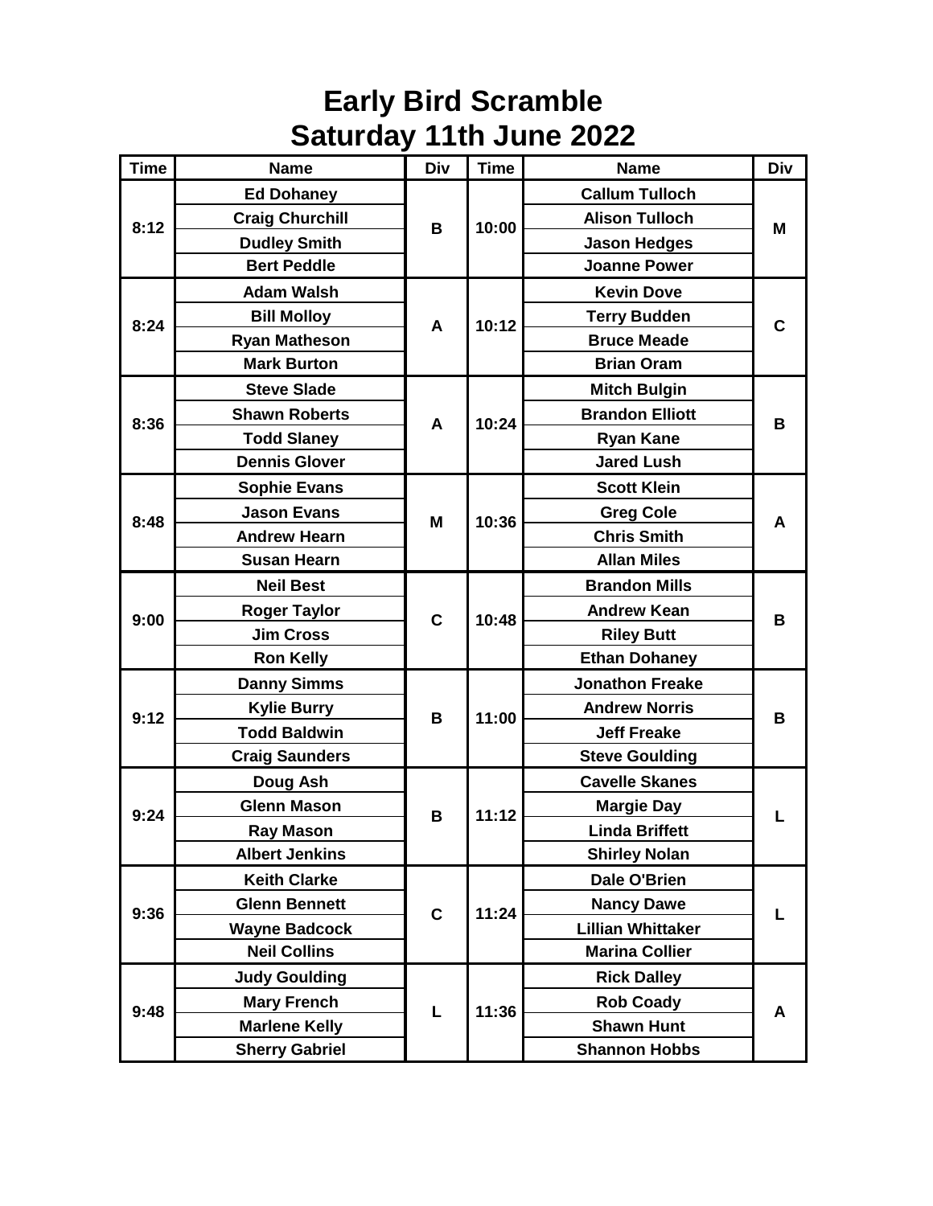# Early Bird Scramble
# Saturday 11th June 2022

| Time | Name | Div | Time | Name | Div |
|---|---|---|---|---|---|
| 8:12 | Ed Dohaney | B | 10:00 | Callum Tulloch | M |
| | Craig Churchill | | | Alison Tulloch | |
| | Dudley Smith | | | Jason Hedges | |
| | Bert Peddle | | | Joanne Power | |
| 8:24 | Adam Walsh | A | 10:12 | Kevin Dove | C |
| | Bill Molloy | | | Terry Budden | |
| | Ryan Matheson | | | Bruce Meade | |
| | Mark Burton | | | Brian Oram | |
| 8:36 | Steve Slade | A | 10:24 | Mitch Bulgin | B |
| | Shawn Roberts | | | Brandon Elliott | |
| | Todd Slaney | | | Ryan Kane | |
| | Dennis Glover | | | Jared Lush | |
| 8:48 | Sophie Evans | M | 10:36 | Scott Klein | A |
| | Jason Evans | | | Greg Cole | |
| | Andrew Hearn | | | Chris Smith | |
| | Susan Hearn | | | Allan Miles | |
| 9:00 | Neil Best | C | 10:48 | Brandon Mills | B |
| | Roger Taylor | | | Andrew Kean | |
| | Jim Cross | | | Riley Butt | |
| | Ron Kelly | | | Ethan Dohaney | |
| 9:12 | Danny Simms | B | 11:00 | Jonathon Freake | B |
| | Kylie Burry | | | Andrew Norris | |
| | Todd Baldwin | | | Jeff Freake | |
| | Craig Saunders | | | Steve Goulding | |
| 9:24 | Doug Ash | B | 11:12 | Cavelle Skanes | L |
| | Glenn Mason | | | Margie Day | |
| | Ray Mason | | | Linda Briffett | |
| | Albert Jenkins | | | Shirley Nolan | |
| 9:36 | Keith Clarke | C | 11:24 | Dale O'Brien | L |
| | Glenn Bennett | | | Nancy Dawe | |
| | Wayne Badcock | | | Lillian Whittaker | |
| | Neil Collins | | | Marina Collier | |
| 9:48 | Judy Goulding | L | 11:36 | Rick Dalley | A |
| | Mary French | | | Rob Coady | |
| | Marlene Kelly | | | Shawn Hunt | |
| | Sherry Gabriel | | | Shannon Hobbs | |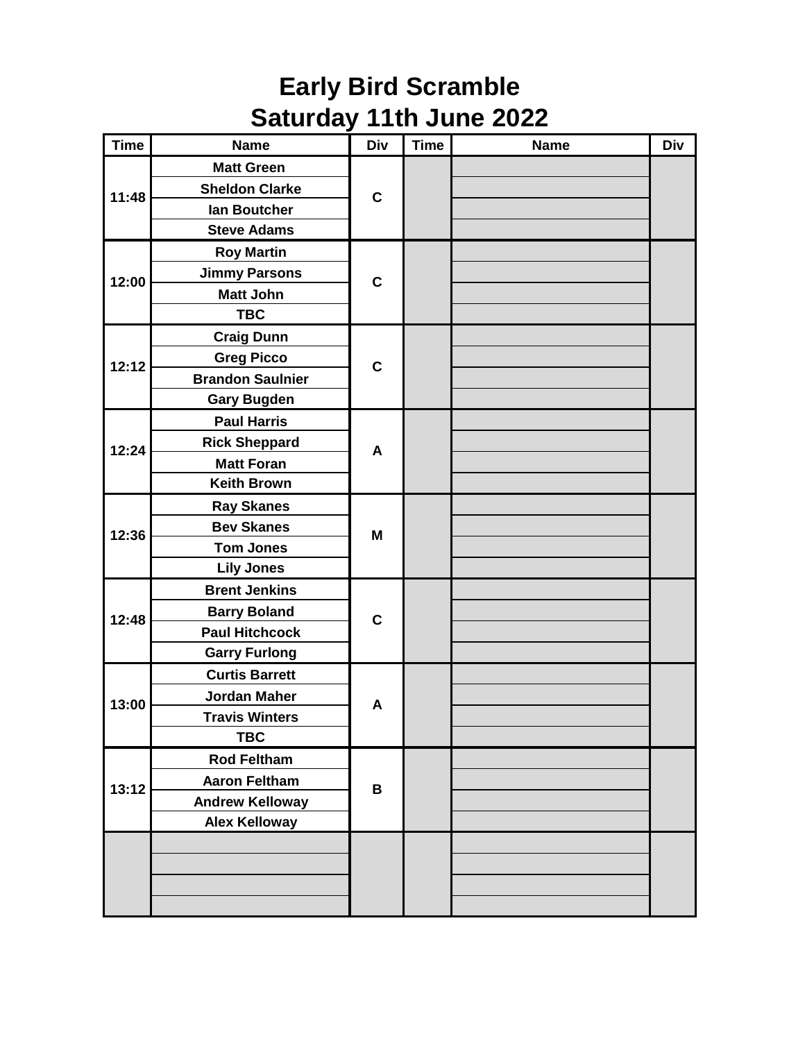# Early Bird Scramble
# Saturday 11th June 2022

| Time | Name | Div | Time | Name | Div |
|---|---|---|---|---|---|
| 11:48 | Matt Green | C | | | |
| | Sheldon Clarke | | | | |
| | Ian Boutcher | | | | |
| | Steve Adams | | | | |
| 12:00 | Roy Martin | C | | | |
| | Jimmy Parsons | | | | |
| | Matt John | | | | |
| | TBC | | | | |
| 12:12 | Craig Dunn | C | | | |
| | Greg Picco | | | | |
| | Brandon Saulnier | | | | |
| | Gary Bugden | | | | |
| 12:24 | Paul Harris | A | | | |
| | Rick Sheppard | | | | |
| | Matt Foran | | | | |
| | Keith Brown | | | | |
| 12:36 | Ray Skanes | M | | | |
| | Bev Skanes | | | | |
| | Tom Jones | | | | |
| | Lily Jones | | | | |
| 12:48 | Brent Jenkins | C | | | |
| | Barry Boland | | | | |
| | Paul Hitchcock | | | | |
| | Garry Furlong | | | | |
| 13:00 | Curtis Barrett | A | | | |
| | Jordan Maher | | | | |
| | Travis Winters | | | | |
| | TBC | | | | |
| 13:12 | Rod Feltham | B | | | |
| | Aaron Feltham | | | | |
| | Andrew Kelloway | | | | |
| | Alex Kelloway | | | | |
| | | | | | |
| | | | | | |
| | | | | | |
| | | | | | |